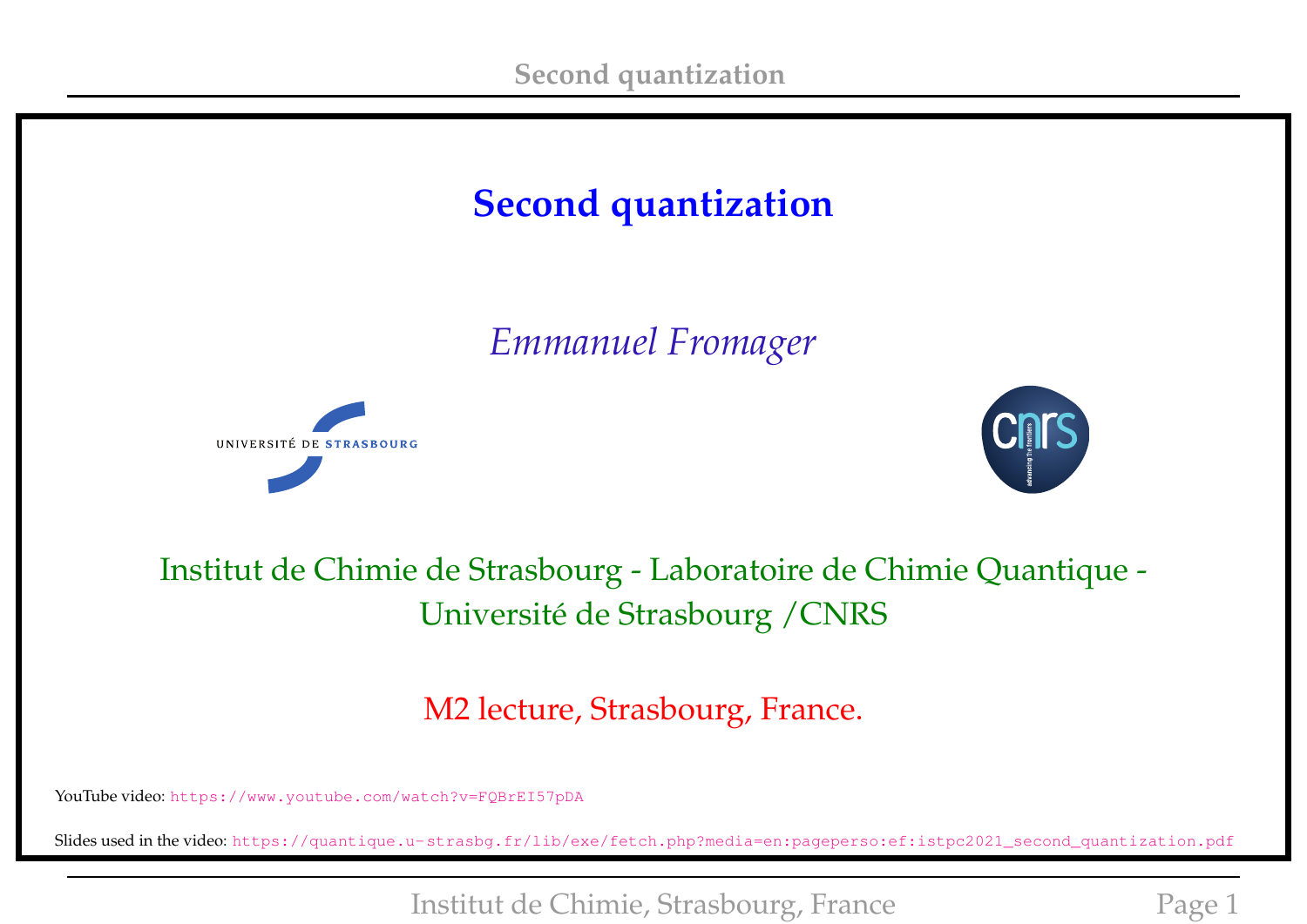# Second quantization

*Emmanuel Fromager*

Institut de Chimie de Strasbourg - Laboratoire de Chimie Quantique - Université de Strasbourg /CNRS

M2 lecture, Strasbourg, France.

YouTube video: https://www.youtube.com/watch?v=FQBrEI57pDA

Slides used in the video: https://quantique.u-strasbg.fr/lib/exe/fetch.php?media=en:pageperso:ef:istpc2021_second_quantization.pdf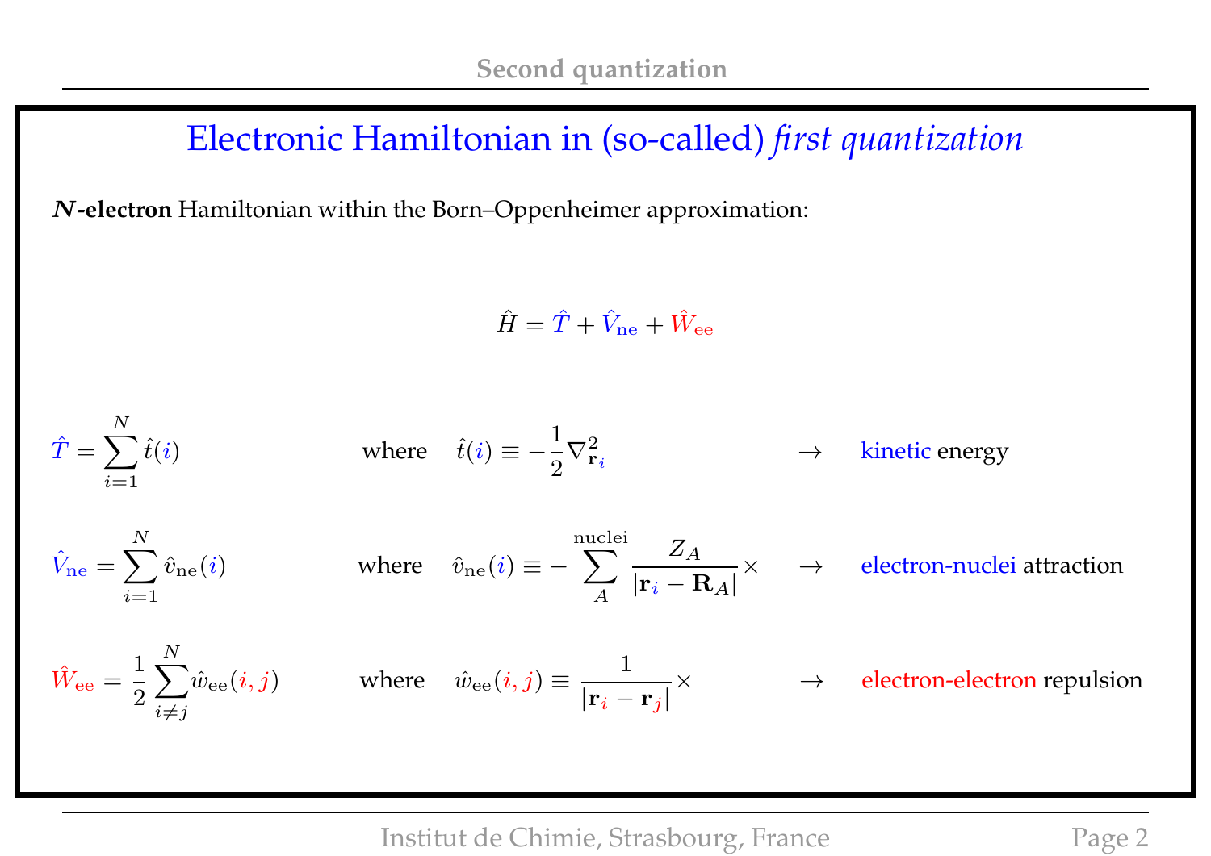# Electronic Hamiltonian in (so-called) *first quantization*

***N*-electron** Hamiltonian within the Born–Oppenheimer approximation:

$$\hat{H} = \hat{T} + \hat{V}_{\rm ne} + \hat{W}_{\rm ee}$$

$\hat{T} = \sum_{i=1}^{N} \hat{t}(i)$ where $\hat{t}(i) \equiv -\frac{1}{2}\nabla^2_{\mathbf{r}_i}$ → kinetic energy

$\hat{V}_{\rm ne} = \sum_{i=1}^{N} \hat{v}_{\rm ne}(i)$ where $\hat{v}_{\rm ne}(i) \equiv -\sum_{A}^{\rm nuclei} \frac{Z_A}{|\mathbf{r}_i - \mathbf{R}_A|}\times$ → electron-nuclei attraction

$\hat{W}_{\rm ee} = \frac{1}{2}\sum_{i \neq j}^{N} \hat{w}_{\rm ee}(i,j)$ where $\hat{w}_{\rm ee}(i,j) \equiv \frac{1}{|\mathbf{r}_i - \mathbf{r}_j|}\times$ → electron-electron repulsion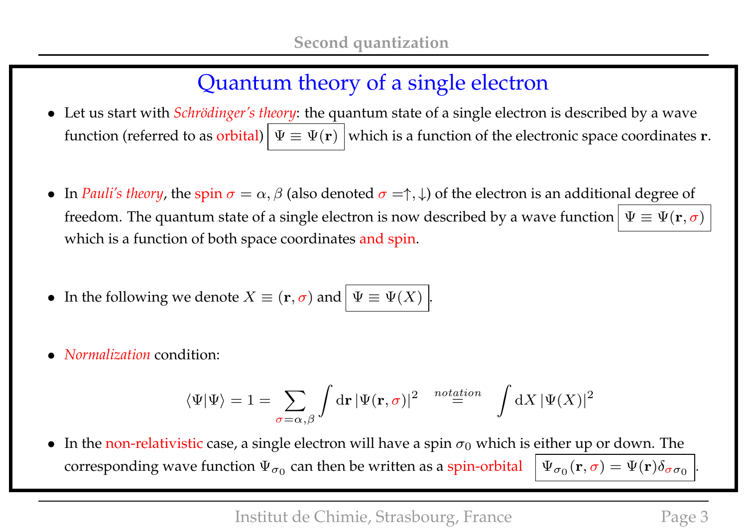# Quantum theory of a single electron

- Let us start with *Schrödinger's theory*: the quantum state of a single electron is described by a wave function (referred to as orbital) $\boxed{\Psi \equiv \Psi(\mathbf{r})}$ which is a function of the electronic space coordinates $\mathbf{r}$.

- In *Pauli's theory*, the spin $\sigma = \alpha, \beta$ (also denoted $\sigma = \uparrow, \downarrow$) of the electron is an additional degree of freedom. The quantum state of a single electron is now described by a wave function $\boxed{\Psi \equiv \Psi(\mathbf{r}, \sigma)}$ which is a function of both space coordinates and spin.

- In the following we denote $X \equiv (\mathbf{r}, \sigma)$ and $\boxed{\Psi \equiv \Psi(X)}$.

- *Normalization* condition:

$$\langle \Psi | \Psi \rangle = 1 = \sum_{\sigma=\alpha,\beta} \int \mathrm{d}\mathbf{r} \, |\Psi(\mathbf{r}, \sigma)|^2 \stackrel{notation}{=} \int \mathrm{d}X \, |\Psi(X)|^2$$

- In the non-relativistic case, a single electron will have a spin $\sigma_0$ which is either up or down. The corresponding wave function $\Psi_{\sigma_0}$ can then be written as a spin-orbital $\boxed{\Psi_{\sigma_0}(\mathbf{r}, \sigma) = \Psi(\mathbf{r}) \delta_{\sigma \sigma_0}}$.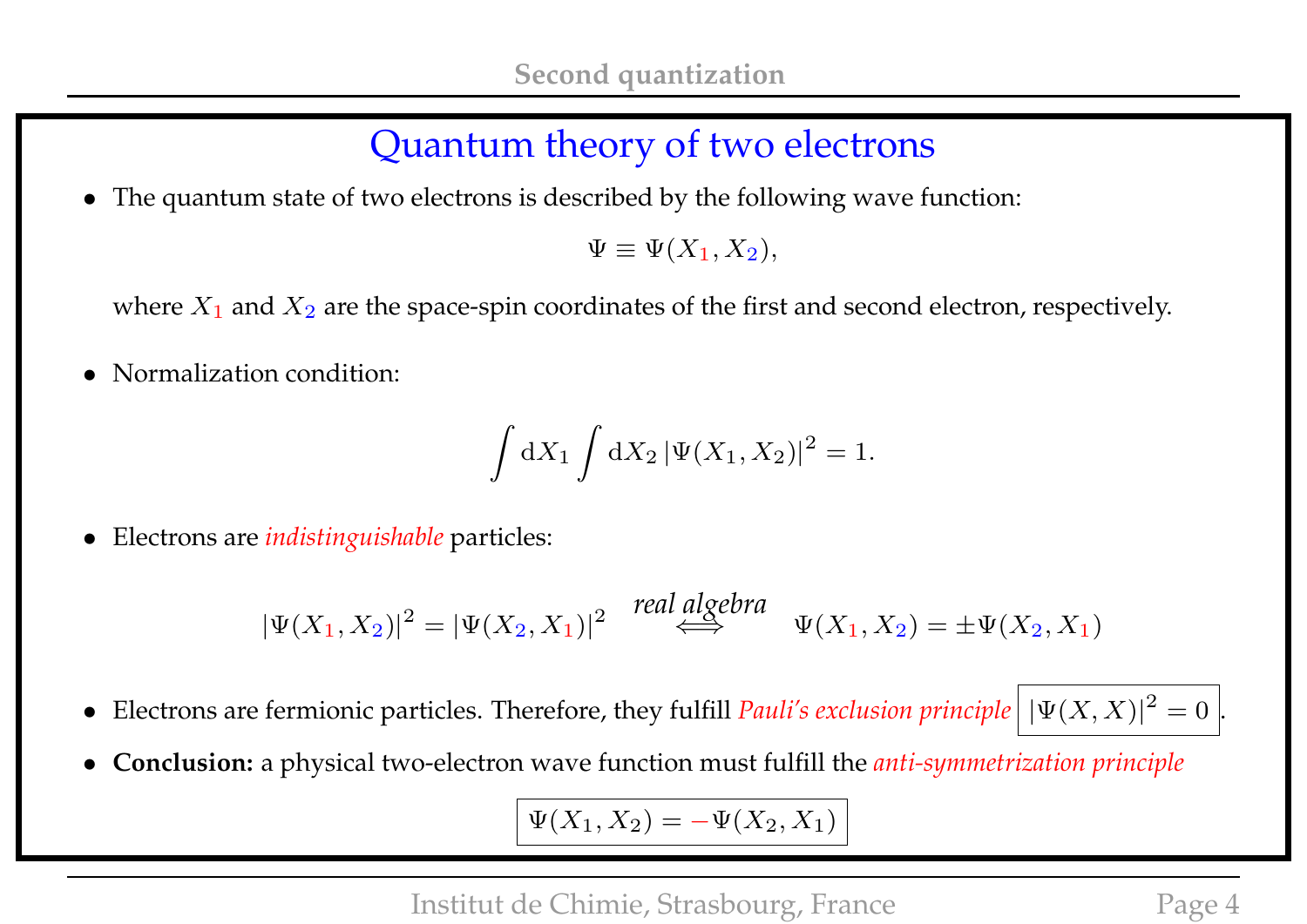## Quantum theory of two electrons

- The quantum state of two electrons is described by the following wave function:

$$\Psi \equiv \Psi(X_1, X_2),$$

where $X_1$ and $X_2$ are the space-spin coordinates of the first and second electron, respectively.

- Normalization condition:

$$\int \mathrm{d}X_1 \int \mathrm{d}X_2 \, |\Psi(X_1, X_2)|^2 = 1.$$

- Electrons are *indistinguishable* particles:

$$|\Psi(X_1, X_2)|^2 = |\Psi(X_2, X_1)|^2 \quad \overset{\textit{real algebra}}{\Longleftrightarrow} \quad \Psi(X_1, X_2) = \pm\Psi(X_2, X_1)$$

- Electrons are fermionic particles. Therefore, they fulfill *Pauli's exclusion principle* $\boxed{|\Psi(X, X)|^2 = 0}$.
- **Conclusion:** a physical two-electron wave function must fulfill the *anti-symmetrization principle*

$$\boxed{\Psi(X_1, X_2) = -\Psi(X_2, X_1)}$$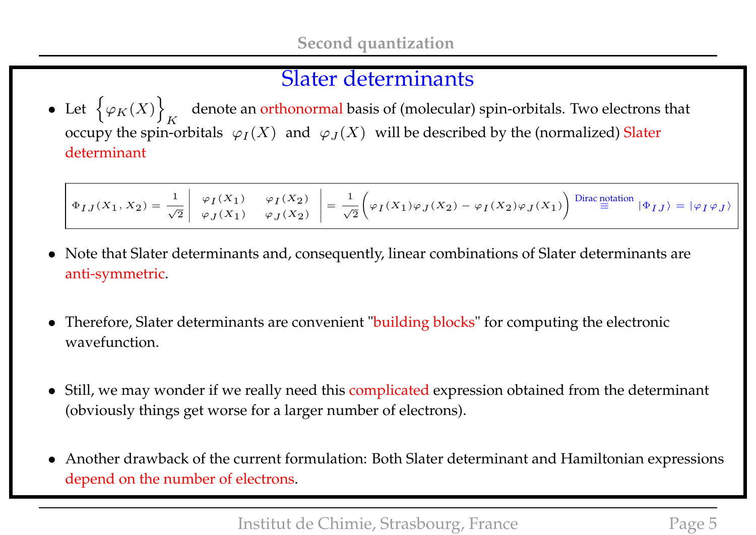## Slater determinants

- Let $\left\{\varphi_K(X)\right\}_K$ denote an orthonormal basis of (molecular) spin-orbitals. Two electrons that occupy the spin-orbitals $\varphi_I(X)$ and $\varphi_J(X)$ will be described by the (normalized) Slater determinant

$$\Phi_{IJ}(X_1, X_2) = \frac{1}{\sqrt{2}}\begin{vmatrix} \varphi_I(X_1) & \varphi_I(X_2) \\ \varphi_J(X_1) & \varphi_J(X_2) \end{vmatrix} = \frac{1}{\sqrt{2}}\Big(\varphi_I(X_1)\varphi_J(X_2) - \varphi_I(X_2)\varphi_J(X_1)\Big) \overset{\text{Dirac notation}}{\equiv} |\Phi_{IJ}\rangle = |\varphi_I\varphi_J\rangle$$

- Note that Slater determinants and, consequently, linear combinations of Slater determinants are anti-symmetric.

- Therefore, Slater determinants are convenient "building blocks" for computing the electronic wavefunction.

- Still, we may wonder if we really need this complicated expression obtained from the determinant (obviously things get worse for a larger number of electrons).

- Another drawback of the current formulation: Both Slater determinant and Hamiltonian expressions depend on the number of electrons.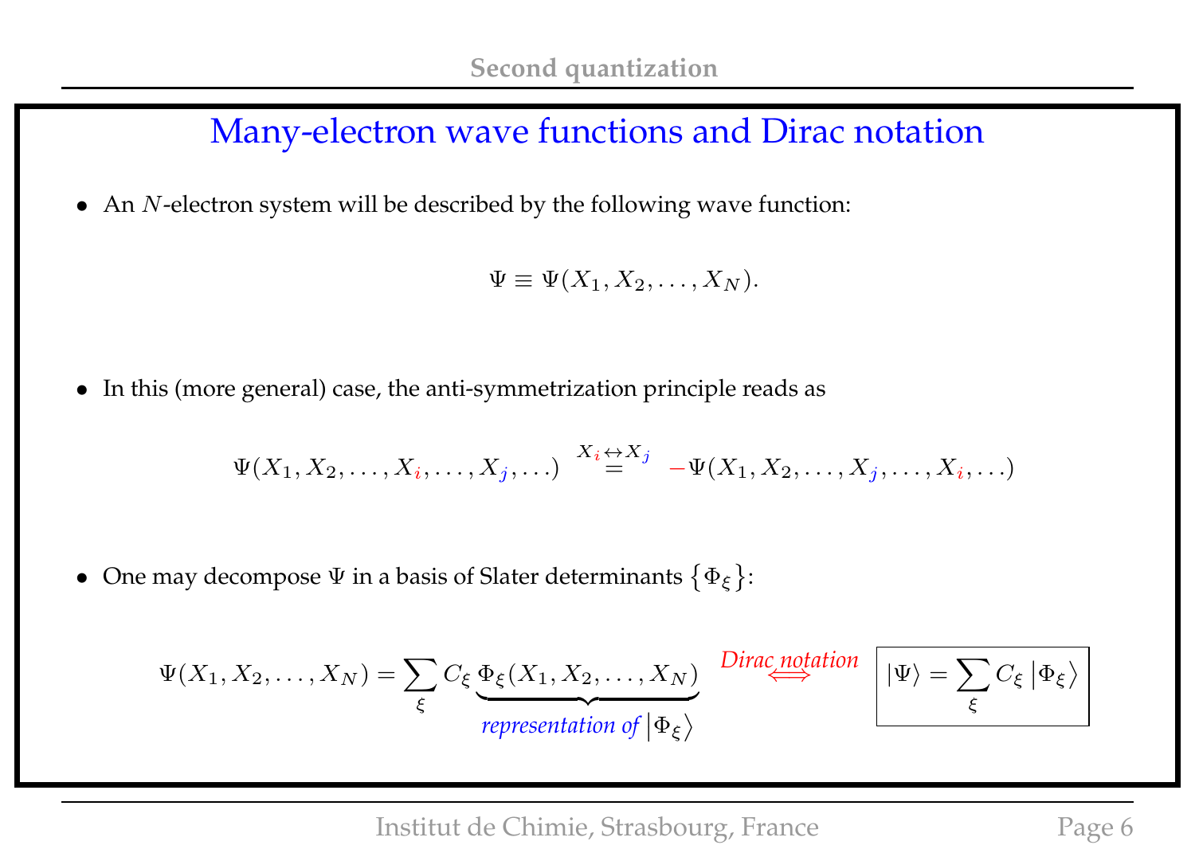# Many-electron wave functions and Dirac notation

- An $N$-electron system will be described by the following wave function:

$$\Psi \equiv \Psi(X_1, X_2, \ldots, X_N).$$

- In this (more general) case, the anti-symmetrization principle reads as

$$\Psi(X_1, X_2, \ldots, X_i, \ldots, X_j, \ldots) \stackrel{X_i \leftrightarrow X_j}{=} -\Psi(X_1, X_2, \ldots, X_j, \ldots, X_i, \ldots)$$

- One may decompose $\Psi$ in a basis of Slater determinants $\{\Phi_\xi\}$:

$$\Psi(X_1, X_2, \ldots, X_N) = \sum_\xi C_\xi \underbrace{\Phi_\xi(X_1, X_2, \ldots, X_N)}_{\text{representation of } |\Phi_\xi\rangle} \quad \stackrel{\text{Dirac notation}}{\Longleftrightarrow} \quad \boxed{|\Psi\rangle = \sum_\xi C_\xi \, |\Phi_\xi\rangle}$$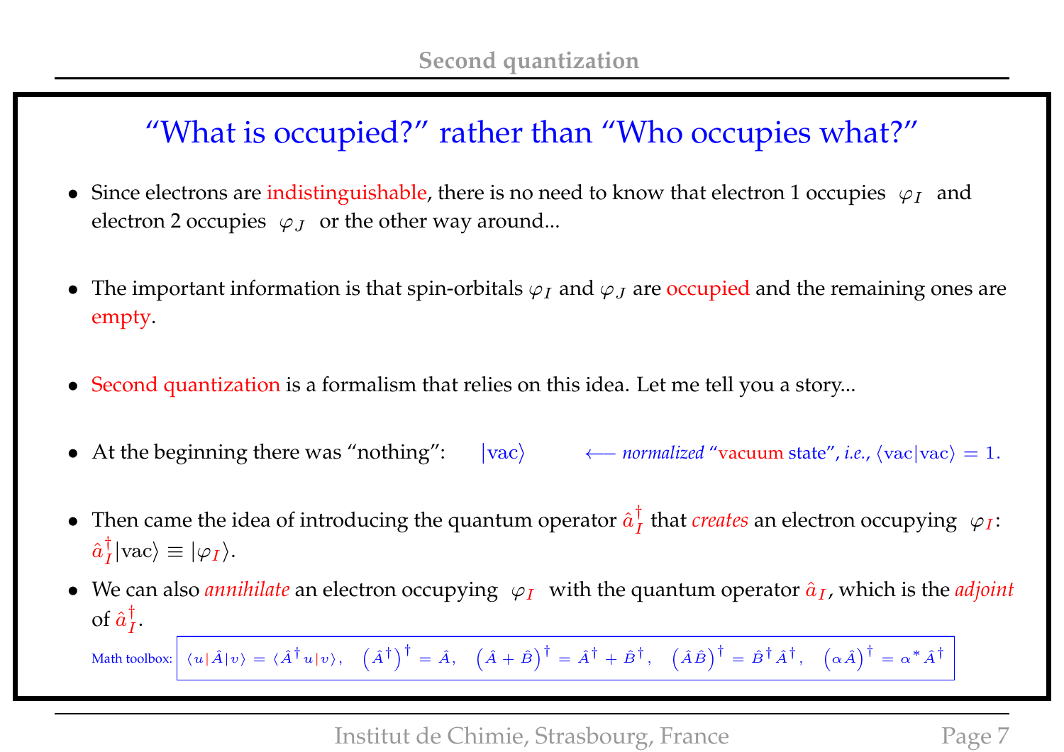## "What is occupied?" rather than "Who occupies what?"

- Since electrons are indistinguishable, there is no need to know that electron 1 occupies $\varphi_I$ and electron 2 occupies $\varphi_J$ or the other way around...

- The important information is that spin-orbitals $\varphi_I$ and $\varphi_J$ are occupied and the remaining ones are empty.

- Second quantization is a formalism that relies on this idea. Let me tell you a story...

- At the beginning there was "nothing": $|\text{vac}\rangle$ $\longleftarrow$ *normalized* "vacuum state", *i.e.*, $\langle\text{vac}|\text{vac}\rangle = 1$.

- Then came the idea of introducing the quantum operator $\hat{a}_I^\dagger$ that *creates* an electron occupying $\varphi_I$: $\hat{a}_I^\dagger|\text{vac}\rangle \equiv |\varphi_I\rangle$.

- We can also *annihilate* an electron occupying $\varphi_I$ with the quantum operator $\hat{a}_I$, which is the *adjoint* of $\hat{a}_I^\dagger$.

Math toolbox: $\langle u|\hat{A}|v\rangle = \langle \hat{A}^\dagger u|v\rangle, \quad \left(\hat{A}^\dagger\right)^\dagger = \hat{A}, \quad \left(\hat{A}+\hat{B}\right)^\dagger = \hat{A}^\dagger + \hat{B}^\dagger, \quad \left(\hat{A}\hat{B}\right)^\dagger = \hat{B}^\dagger\hat{A}^\dagger, \quad \left(\alpha\hat{A}\right)^\dagger = \alpha^*\hat{A}^\dagger$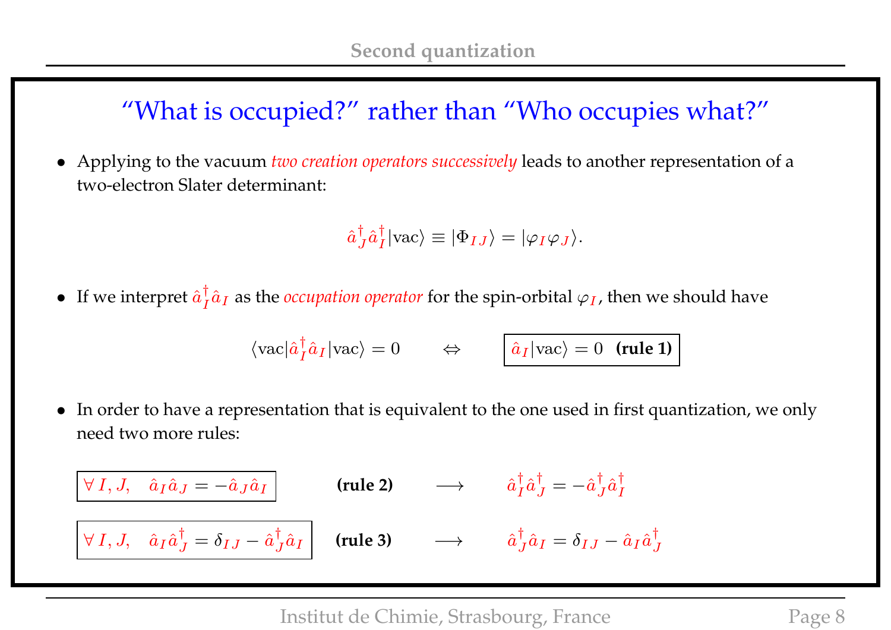## “What is occupied?” rather than “Who occupies what?”

- Applying to the vacuum *two creation operators successively* leads to another representation of a two-electron Slater determinant:

$$\hat{a}^\dagger_J \hat{a}^\dagger_I |\text{vac}\rangle \equiv |\Phi_{IJ}\rangle = |\varphi_I \varphi_J\rangle.$$

- If we interpret $\hat{a}^\dagger_I \hat{a}_I$ as the *occupation operator* for the spin-orbital $\varphi_I$, then we should have

$$\langle \text{vac}|\hat{a}^\dagger_I \hat{a}_I|\text{vac}\rangle = 0 \qquad \Leftrightarrow \qquad \boxed{\hat{a}_I|\text{vac}\rangle = 0 \ \ \textbf{(rule 1)}}$$

- In order to have a representation that is equivalent to the one used in first quantization, we only need two more rules:

$$\boxed{\forall\, I, J, \quad \hat{a}_I \hat{a}_J = -\hat{a}_J \hat{a}_I} \qquad \textbf{(rule 2)} \qquad \longrightarrow \qquad \hat{a}^\dagger_I \hat{a}^\dagger_J = -\hat{a}^\dagger_J \hat{a}^\dagger_I$$

$$\boxed{\forall\, I, J, \quad \hat{a}_I \hat{a}^\dagger_J = \delta_{IJ} - \hat{a}^\dagger_J \hat{a}_I} \qquad \textbf{(rule 3)} \qquad \longrightarrow \qquad \hat{a}^\dagger_J \hat{a}_I = \delta_{IJ} - \hat{a}_I \hat{a}^\dagger_J$$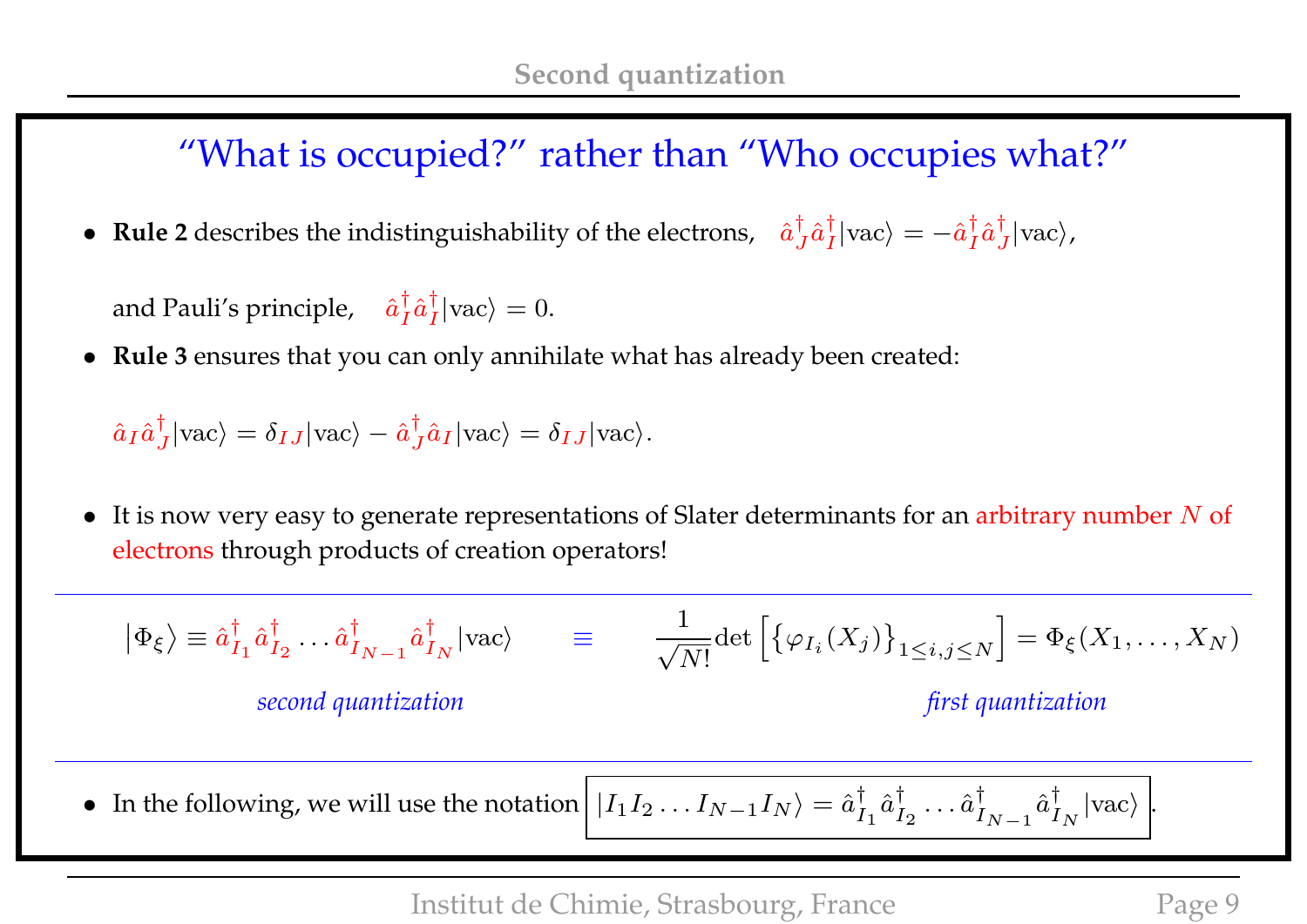## "What is occupied?" rather than "Who occupies what?"

- **Rule 2** describes the indistinguishability of the electrons, $\hat{a}^\dagger_J \hat{a}^\dagger_I |\text{vac}\rangle = -\hat{a}^\dagger_I \hat{a}^\dagger_J |\text{vac}\rangle$,

  and Pauli's principle, $\hat{a}^\dagger_I \hat{a}^\dagger_I |\text{vac}\rangle = 0$.

- **Rule 3** ensures that you can only annihilate what has already been created:

  $\hat{a}_I \hat{a}^\dagger_J |\text{vac}\rangle = \delta_{IJ} |\text{vac}\rangle - \hat{a}^\dagger_J \hat{a}_I |\text{vac}\rangle = \delta_{IJ} |\text{vac}\rangle$.

- It is now very easy to generate representations of Slater determinants for an arbitrary number $N$ of electrons through products of creation operators!

---

$$\left|\Phi_\xi\right\rangle \equiv \hat{a}^\dagger_{I_1} \hat{a}^\dagger_{I_2} \ldots \hat{a}^\dagger_{I_{N-1}} \hat{a}^\dagger_{I_N} |\text{vac}\rangle \qquad \equiv \qquad \frac{1}{\sqrt{N!}} \det\left[\left\{\varphi_{I_i}(X_j)\right\}_{1 \leq i,j \leq N}\right] = \Phi_\xi(X_1, \ldots, X_N)$$

*second quantization* — *first quantization*

---

- In the following, we will use the notation $\boxed{|I_1 I_2 \ldots I_{N-1} I_N\rangle = \hat{a}^\dagger_{I_1} \hat{a}^\dagger_{I_2} \ldots \hat{a}^\dagger_{I_{N-1}} \hat{a}^\dagger_{I_N} |\text{vac}\rangle}$.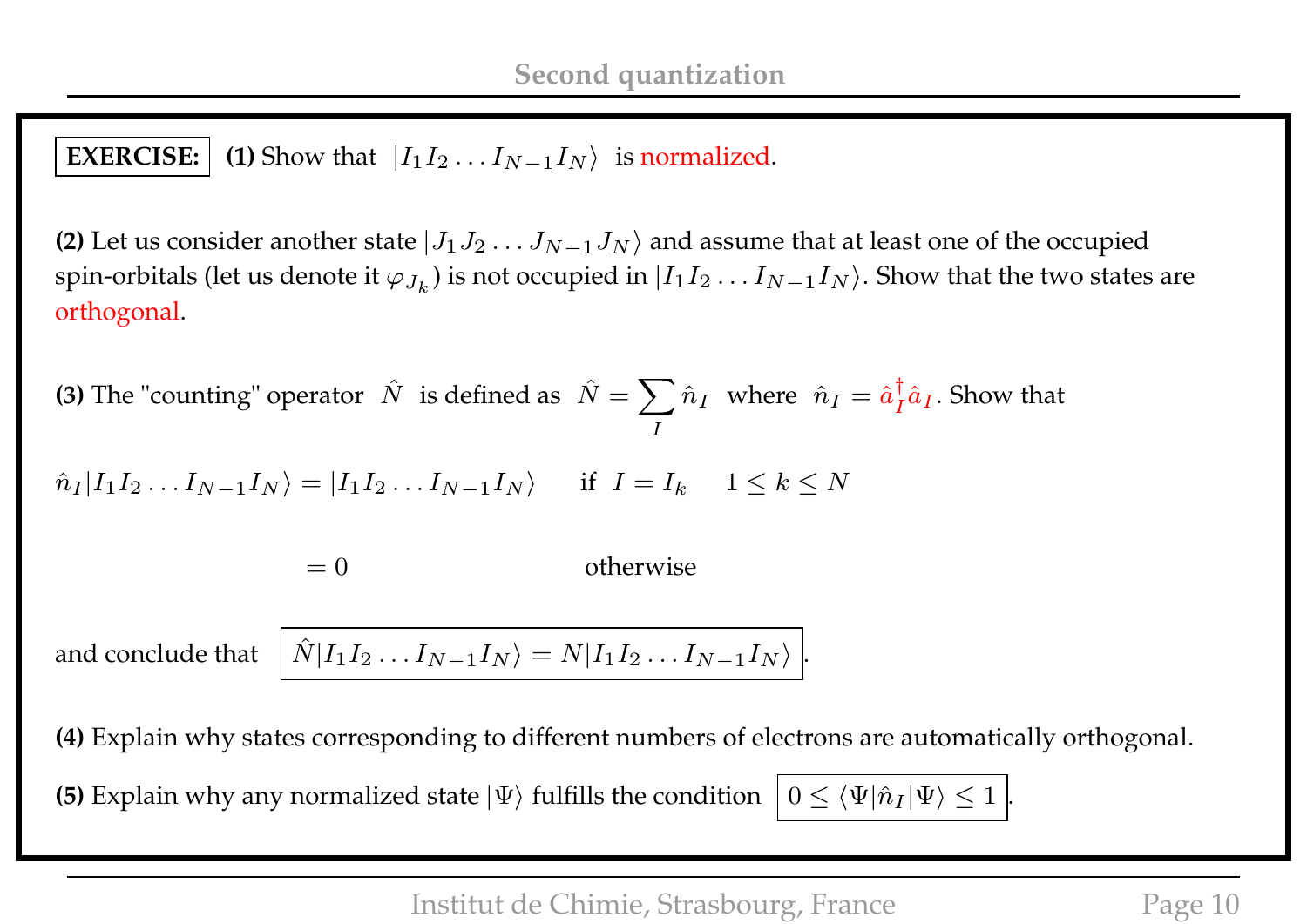**EXERCISE:** **(1)** Show that $|I_1 I_2 \ldots I_{N-1} I_N\rangle$ is normalized.

**(2)** Let us consider another state $|J_1 J_2 \ldots J_{N-1} J_N\rangle$ and assume that at least one of the occupied spin-orbitals (let us denote it $\varphi_{J_k}$) is not occupied in $|I_1 I_2 \ldots I_{N-1} I_N\rangle$. Show that the two states are orthogonal.

**(3)** The "counting" operator $\hat{N}$ is defined as $\hat{N} = \sum_I \hat{n}_I$ where $\hat{n}_I = \hat{a}_I^\dagger \hat{a}_I$. Show that

$$\hat{n}_I |I_1 I_2 \ldots I_{N-1} I_N\rangle = |I_1 I_2 \ldots I_{N-1} I_N\rangle \quad \text{if} \;\; I = I_k \quad 1 \leq k \leq N$$

$$= 0 \quad \text{otherwise}$$

and conclude that

$$\boxed{\hat{N} |I_1 I_2 \ldots I_{N-1} I_N\rangle = N |I_1 I_2 \ldots I_{N-1} I_N\rangle}.$$

**(4)** Explain why states corresponding to different numbers of electrons are automatically orthogonal.

**(5)** Explain why any normalized state $|\Psi\rangle$ fulfills the condition $\boxed{0 \leq \langle \Psi | \hat{n}_I | \Psi \rangle \leq 1}$.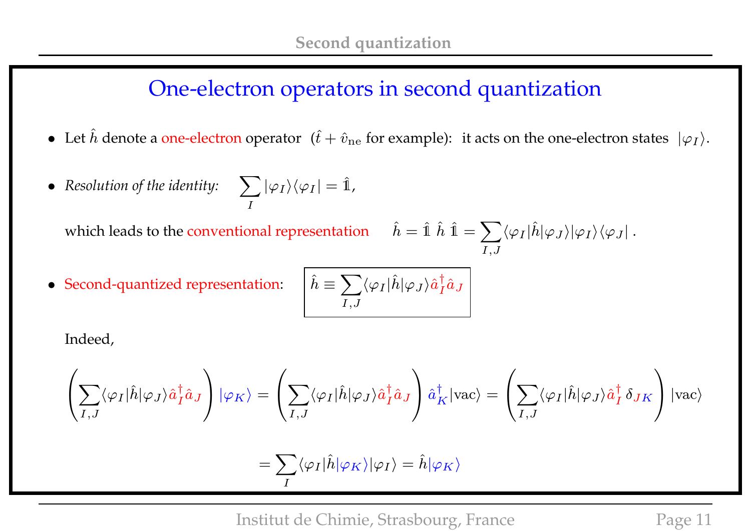# One-electron operators in second quantization

- Let $\hat{h}$ denote a one-electron operator $(\hat{t} + \hat{v}_{\rm ne}$ for example): it acts on the one-electron states $|\varphi_I\rangle$.

- *Resolution of the identity:* $\displaystyle\sum_I |\varphi_I\rangle\langle\varphi_I| = \hat{\mathbb{1}}$,

  which leads to the conventional representation $\quad \hat{h} = \hat{\mathbb{1}}\ \hat{h}\ \hat{\mathbb{1}} = \displaystyle\sum_{I,J} \langle\varphi_I|\hat{h}|\varphi_J\rangle |\varphi_I\rangle\langle\varphi_J|\,.$

- Second-quantized representation: 

$$\boxed{\hat{h} \equiv \sum_{I,J} \langle\varphi_I|\hat{h}|\varphi_J\rangle \hat{a}_I^\dagger \hat{a}_J}$$

Indeed,

$$\left(\sum_{I,J} \langle\varphi_I|\hat{h}|\varphi_J\rangle \hat{a}_I^\dagger \hat{a}_J\right) |\varphi_K\rangle = \left(\sum_{I,J} \langle\varphi_I|\hat{h}|\varphi_J\rangle \hat{a}_I^\dagger \hat{a}_J\right) \hat{a}_K^\dagger|\text{vac}\rangle = \left(\sum_{I,J} \langle\varphi_I|\hat{h}|\varphi_J\rangle \hat{a}_I^\dagger\, \delta_{JK}\right) |\text{vac}\rangle$$

$$= \sum_I \langle\varphi_I|\hat{h}|\varphi_K\rangle |\varphi_I\rangle = \hat{h}|\varphi_K\rangle$$

Institut de Chimie, Strasbourg, France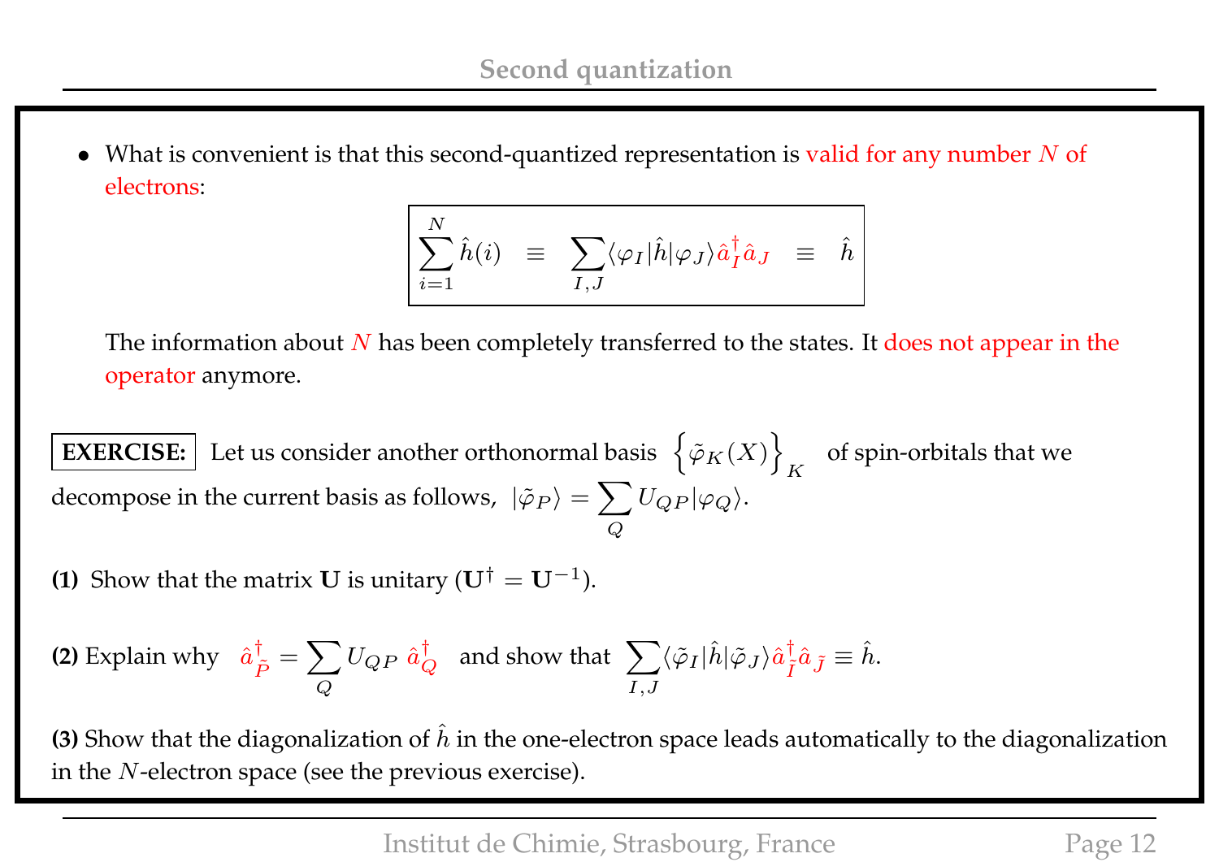- What is convenient is that this second-quantized representation is valid for any number $N$ of electrons:

$$\boxed{\sum_{i=1}^{N} \hat{h}(i) \;\equiv\; \sum_{I,J} \langle \varphi_I | \hat{h} | \varphi_J \rangle \hat{a}_I^\dagger \hat{a}_J \;\equiv\; \hat{h}}$$

The information about $N$ has been completely transferred to the states. It does not appear in the operator anymore.

**EXERCISE:** Let us consider another orthonormal basis $\left\{ \tilde{\varphi}_K(X) \right\}_K$ of spin-orbitals that we decompose in the current basis as follows, $|\tilde{\varphi}_P\rangle = \sum_Q U_{QP} |\varphi_Q\rangle$.

**(1)** Show that the matrix $\mathbf{U}$ is unitary ($\mathbf{U}^\dagger = \mathbf{U}^{-1}$).

**(2)** Explain why $\hat{a}_{\tilde{P}}^\dagger = \sum_Q U_{QP}\, \hat{a}_Q^\dagger$ and show that $\sum_{I,J} \langle \tilde{\varphi}_I | \hat{h} | \tilde{\varphi}_J \rangle \hat{a}_{\tilde{I}}^\dagger \hat{a}_{\tilde{J}} \equiv \hat{h}$.

**(3)** Show that the diagonalization of $\hat{h}$ in the one-electron space leads automatically to the diagonalization in the $N$-electron space (see the previous exercise).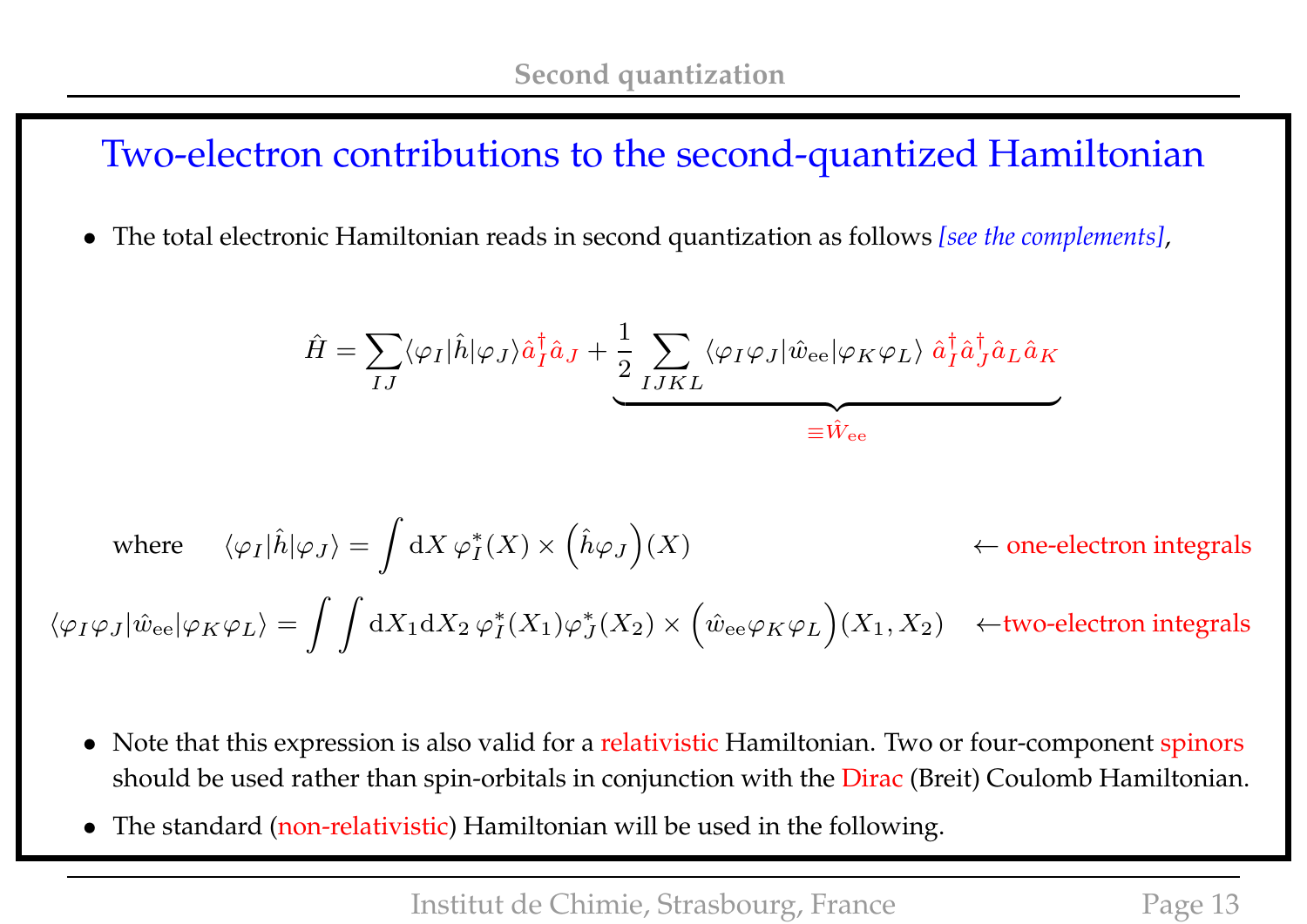# Two-electron contributions to the second-quantized Hamiltonian

- The total electronic Hamiltonian reads in second quantization as follows *[see the complements]*,

$$
\hat{H} = \sum_{IJ} \langle \varphi_I | \hat{h} | \varphi_J \rangle \hat{a}_I^\dagger \hat{a}_J + \underbrace{\frac{1}{2} \sum_{IJKL} \langle \varphi_I \varphi_J | \hat{w}_{\rm ee} | \varphi_K \varphi_L \rangle \; \hat{a}_I^\dagger \hat{a}_J^\dagger \hat{a}_L \hat{a}_K}_{\equiv \hat{W}_{\rm ee}}
$$

where $\quad \langle \varphi_I | \hat{h} | \varphi_J \rangle = \int {\rm d}X \, \varphi_I^*(X) \times \left( \hat{h} \varphi_J \right)(X) \qquad \leftarrow$ one-electron integrals

$$
\langle \varphi_I \varphi_J | \hat{w}_{\rm ee} | \varphi_K \varphi_L \rangle = \int \int {\rm d}X_1 {\rm d}X_2 \, \varphi_I^*(X_1) \varphi_J^*(X_2) \times \left( \hat{w}_{\rm ee} \varphi_K \varphi_L \right)(X_1, X_2) \qquad \leftarrow \text{two-electron integrals}
$$

- Note that this expression is also valid for a relativistic Hamiltonian. Two or four-component spinors should be used rather than spin-orbitals in conjunction with the Dirac (Breit) Coulomb Hamiltonian.
- The standard (non-relativistic) Hamiltonian will be used in the following.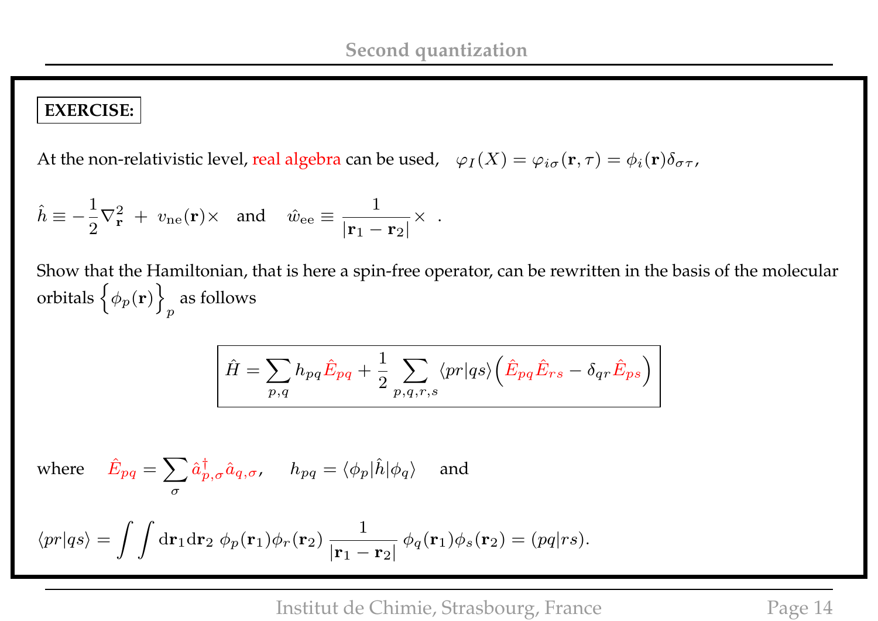**EXERCISE:**

At the non-relativistic level, real algebra can be used, $\varphi_I(X) = \varphi_{i\sigma}(\mathbf{r}, \tau) = \phi_i(\mathbf{r})\delta_{\sigma\tau}$,

$$\hat{h} \equiv -\frac{1}{2}\nabla^2_{\mathbf{r}} \; + \; v_{\rm ne}(\mathbf{r})\times \quad \text{and} \quad \hat{w}_{\rm ee} \equiv \frac{1}{|\mathbf{r}_1 - \mathbf{r}_2|}\times \quad .$$

Show that the Hamiltonian, that is here a spin-free operator, can be rewritten in the basis of the molecular orbitals $\Big\{\phi_p(\mathbf{r})\Big\}_p$ as follows

$$\boxed{\hat{H} = \sum_{p,q} h_{pq}\hat{E}_{pq} + \frac{1}{2}\sum_{p,q,r,s}\langle pr|qs\rangle\Big(\hat{E}_{pq}\hat{E}_{rs} - \delta_{qr}\hat{E}_{ps}\Big)}$$

where $\hat{E}_{pq} = \sum_{\sigma} \hat{a}^{\dagger}_{p,\sigma}\hat{a}_{q,\sigma}$, $\quad h_{pq} = \langle\phi_p|\hat{h}|\phi_q\rangle$ and

$$\langle pr|qs\rangle = \int\!\!\int \mathrm{d}\mathbf{r}_1\mathrm{d}\mathbf{r}_2 \; \phi_p(\mathbf{r}_1)\phi_r(\mathbf{r}_2)\,\frac{1}{|\mathbf{r}_1 - \mathbf{r}_2|}\,\phi_q(\mathbf{r}_1)\phi_s(\mathbf{r}_2) = (pq|rs).$$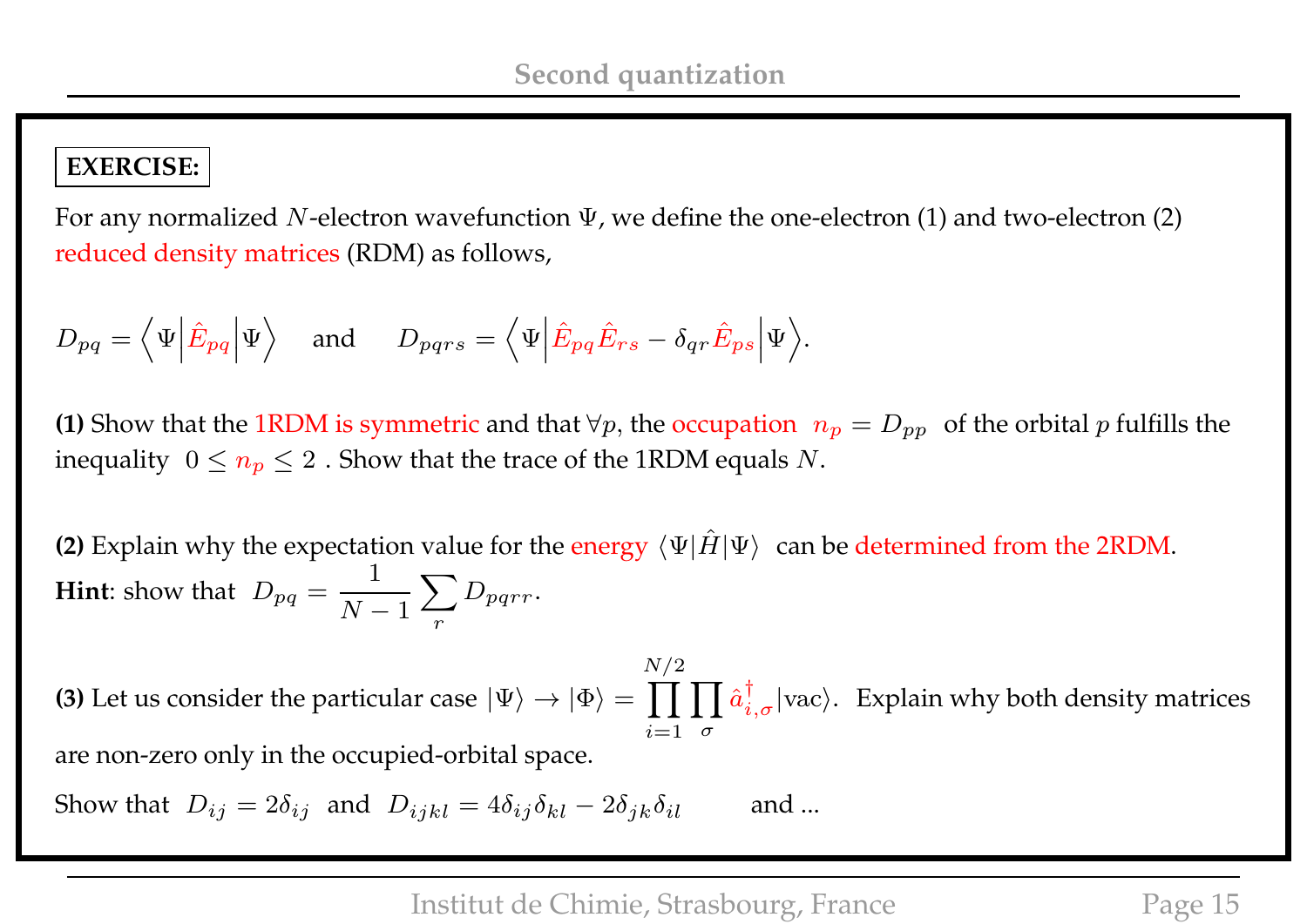**EXERCISE:**

For any normalized $N$-electron wavefunction $\Psi$, we define the one-electron (1) and two-electron (2) reduced density matrices (RDM) as follows,

$$D_{pq} = \left\langle \Psi \middle| \hat{E}_{pq} \middle| \Psi \right\rangle \quad \text{and} \quad D_{pqrs} = \left\langle \Psi \middle| \hat{E}_{pq}\hat{E}_{rs} - \delta_{qr}\hat{E}_{ps} \middle| \Psi \right\rangle.$$

**(1)** Show that the 1RDM is symmetric and that $\forall p$, the occupation $n_p = D_{pp}$ of the orbital $p$ fulfills the inequality $0 \leq n_p \leq 2$ . Show that the trace of the 1RDM equals $N$.

**(2)** Explain why the expectation value for the energy $\langle \Psi | \hat{H} | \Psi \rangle$ can be determined from the 2RDM.
**Hint**: show that $D_{pq} = \dfrac{1}{N-1} \sum_r D_{pqrr}$.

**(3)** Let us consider the particular case $|\Psi\rangle \rightarrow |\Phi\rangle = \prod_{i=1}^{N/2} \prod_{\sigma} \hat{a}^{\dagger}_{i,\sigma} |\text{vac}\rangle$. Explain why both density matrices are non-zero only in the occupied-orbital space.

Show that $D_{ij} = 2\delta_{ij}$ and $D_{ijkl} = 4\delta_{ij}\delta_{kl} - 2\delta_{jk}\delta_{il}$ and ...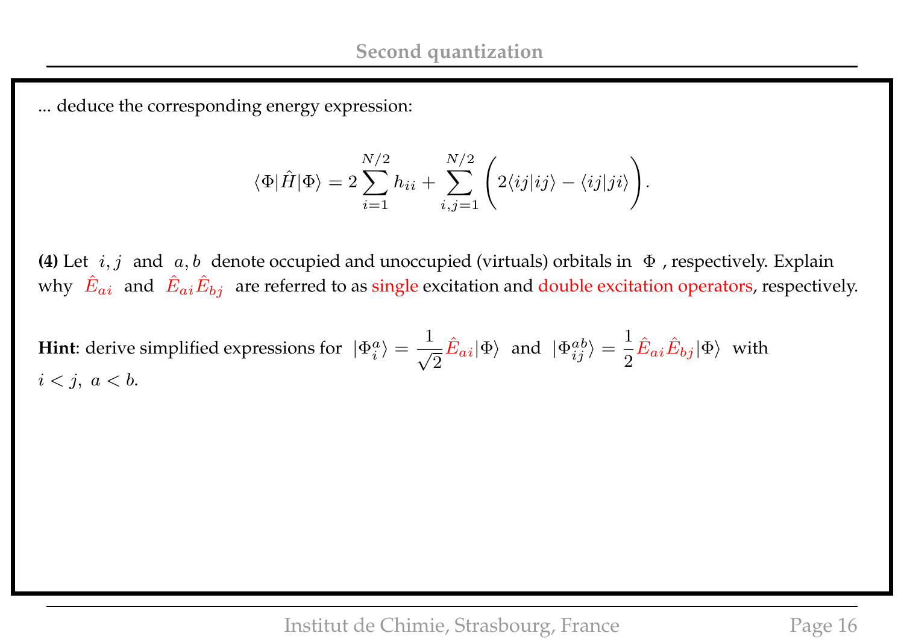... deduce the corresponding energy expression:

$$\langle\Phi|\hat{H}|\Phi\rangle = 2\sum_{i=1}^{N/2} h_{ii} + \sum_{i,j=1}^{N/2}\Bigg(2\langle ij|ij\rangle - \langle ij|ji\rangle\Bigg).$$

**(4)** Let $i, j$ and $a, b$ denote occupied and unoccupied (virtuals) orbitals in $\Phi$, respectively. Explain why $\hat{E}_{ai}$ and $\hat{E}_{ai}\hat{E}_{bj}$ are referred to as single excitation and double excitation operators, respectively.

**Hint**: derive simplified expressions for $|\Phi_i^a\rangle = \dfrac{1}{\sqrt{2}}\hat{E}_{ai}|\Phi\rangle$ and $|\Phi_{ij}^{ab}\rangle = \dfrac{1}{2}\hat{E}_{ai}\hat{E}_{bj}|\Phi\rangle$ with $i < j,\ a < b$.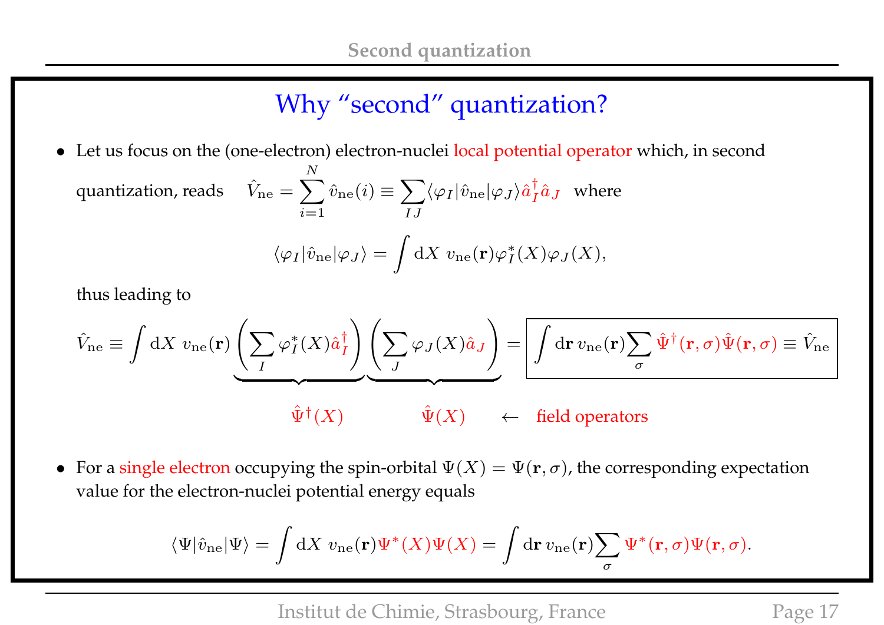# Why "second" quantization?

- Let us focus on the (one-electron) electron-nuclei local potential operator which, in second quantization, reads $\hat{V}_{\rm ne} = \sum_{i=1}^{N} \hat{v}_{\rm ne}(i) \equiv \sum_{IJ} \langle \varphi_I | \hat{v}_{\rm ne} | \varphi_J \rangle \hat{a}_I^\dagger \hat{a}_J$ where

$$\langle \varphi_I | \hat{v}_{\rm ne} | \varphi_J \rangle = \int {\rm d}X \; v_{\rm ne}(\mathbf{r}) \varphi_I^*(X) \varphi_J(X),$$

thus leading to

$$\hat{V}_{\rm ne} \equiv \int {\rm d}X \; v_{\rm ne}(\mathbf{r}) \underbrace{\left( \sum_I \varphi_I^*(X) \hat{a}_I^\dagger \right)}_{\hat{\Psi}^\dagger(X)} \underbrace{\left( \sum_J \varphi_J(X) \hat{a}_J \right)}_{\hat{\Psi}(X)} = \boxed{\int {\rm d}\mathbf{r} \, v_{\rm ne}(\mathbf{r}) \sum_\sigma \hat{\Psi}^\dagger(\mathbf{r}, \sigma) \hat{\Psi}(\mathbf{r}, \sigma) \equiv \hat{V}_{\rm ne}}$$

$\leftarrow$ field operators

- For a single electron occupying the spin-orbital $\Psi(X) = \Psi(\mathbf{r}, \sigma)$, the corresponding expectation value for the electron-nuclei potential energy equals

$$\langle \Psi | \hat{v}_{\rm ne} | \Psi \rangle = \int {\rm d}X \; v_{\rm ne}(\mathbf{r}) \Psi^*(X) \Psi(X) = \int {\rm d}\mathbf{r} \, v_{\rm ne}(\mathbf{r}) \sum_\sigma \Psi^*(\mathbf{r}, \sigma) \Psi(\mathbf{r}, \sigma).$$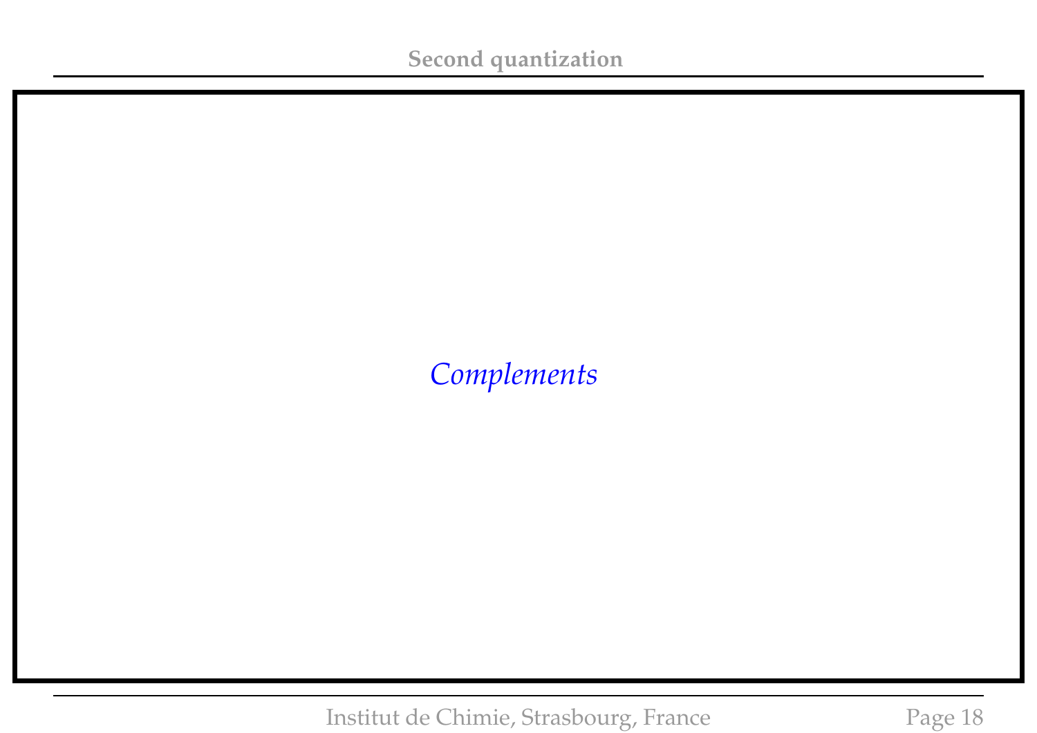*Complements*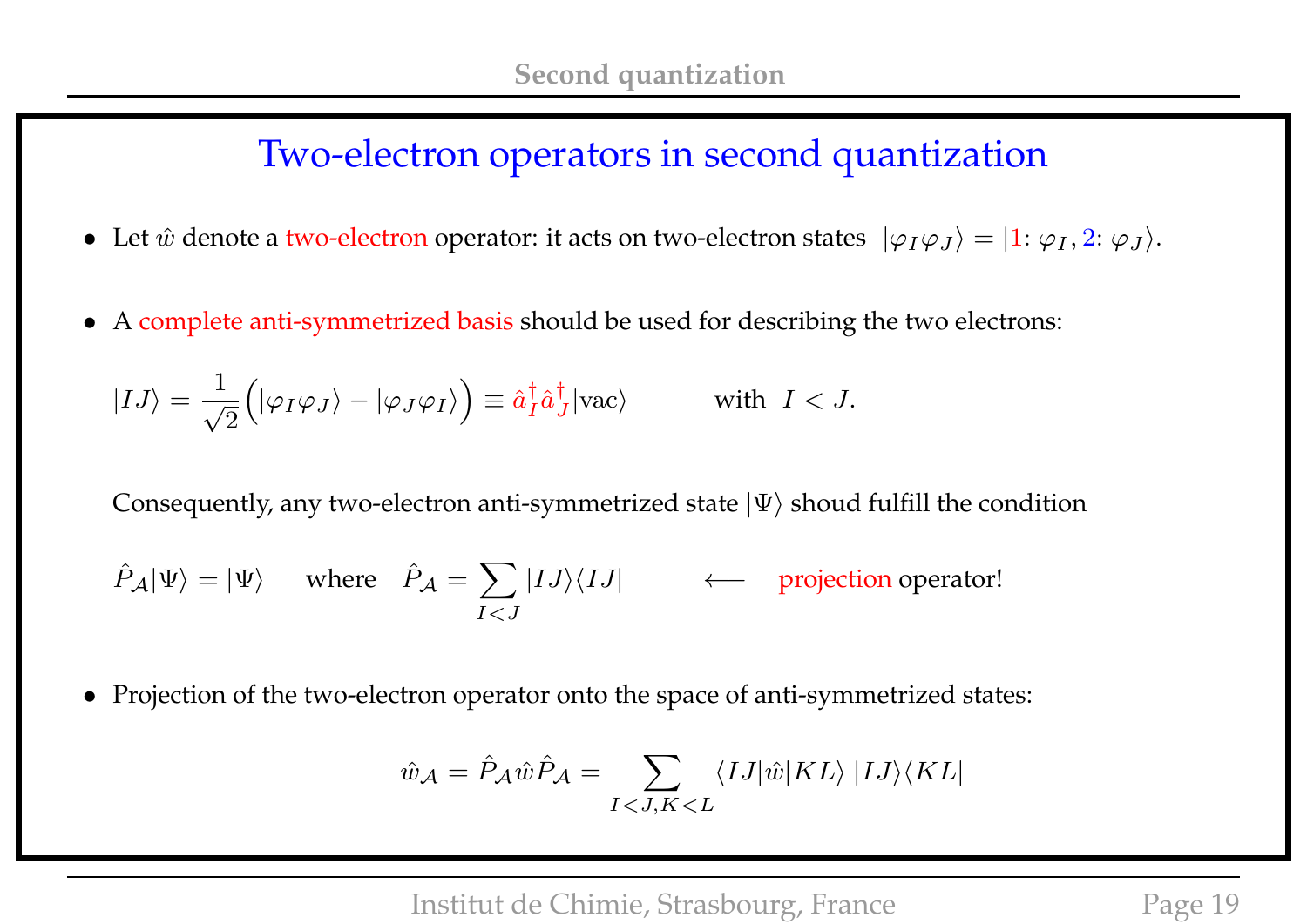## Two-electron operators in second quantization

- Let $\hat{w}$ denote a two-electron operator: it acts on two-electron states $|\varphi_I \varphi_J\rangle = |1\colon \varphi_I, 2\colon \varphi_J\rangle$.

- A complete anti-symmetrized basis should be used for describing the two electrons:

$$|IJ\rangle = \frac{1}{\sqrt{2}}\Big(|\varphi_I \varphi_J\rangle - |\varphi_J \varphi_I\rangle\Big) \equiv \hat{a}_I^\dagger \hat{a}_J^\dagger |\text{vac}\rangle \qquad \text{with} \;\; I < J.$$

Consequently, any two-electron anti-symmetrized state $|\Psi\rangle$ shoud fulfill the condition

$$\hat{P}_{\mathcal{A}}|\Psi\rangle = |\Psi\rangle \quad \text{where} \quad \hat{P}_{\mathcal{A}} = \sum_{I<J} |IJ\rangle\langle IJ| \qquad \longleftarrow \quad \text{projection operator!}$$

- Projection of the two-electron operator onto the space of anti-symmetrized states:

$$\hat{w}_{\mathcal{A}} = \hat{P}_{\mathcal{A}} \hat{w} \hat{P}_{\mathcal{A}} = \sum_{I<J, K<L} \langle IJ|\hat{w}|KL\rangle \; |IJ\rangle\langle KL|$$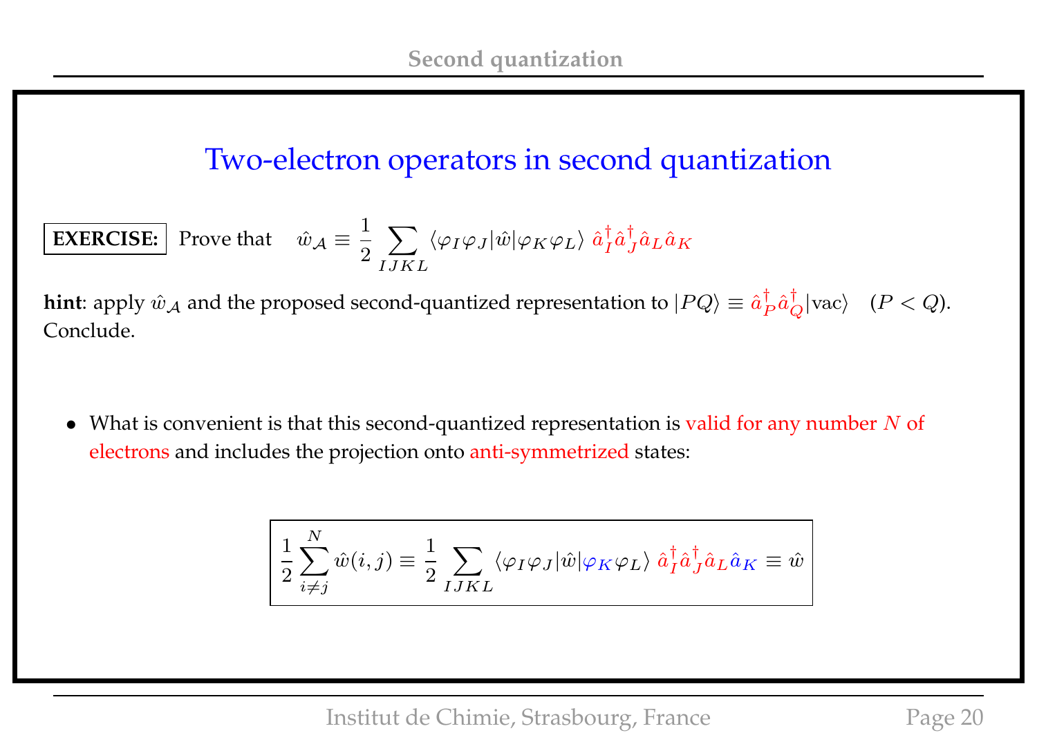# Two-electron operators in second quantization

**EXERCISE:** Prove that $\hat{w}_{\mathcal{A}} \equiv \dfrac{1}{2} \sum_{IJKL} \langle \varphi_I \varphi_J | \hat{w} | \varphi_K \varphi_L \rangle \; \hat{a}_I^\dagger \hat{a}_J^\dagger \hat{a}_L \hat{a}_K$

**hint**: apply $\hat{w}_{\mathcal{A}}$ and the proposed second-quantized representation to $|PQ\rangle \equiv \hat{a}_P^\dagger \hat{a}_Q^\dagger |\mathrm{vac}\rangle \quad (P < Q)$. Conclude.

- What is convenient is that this second-quantized representation is valid for any number $N$ of electrons and includes the projection onto anti-symmetrized states:

$$\frac{1}{2} \sum_{i \neq j}^{N} \hat{w}(i,j) \equiv \frac{1}{2} \sum_{IJKL} \langle \varphi_I \varphi_J | \hat{w} | \varphi_K \varphi_L \rangle \; \hat{a}_I^\dagger \hat{a}_J^\dagger \hat{a}_L \hat{a}_K \equiv \hat{w}$$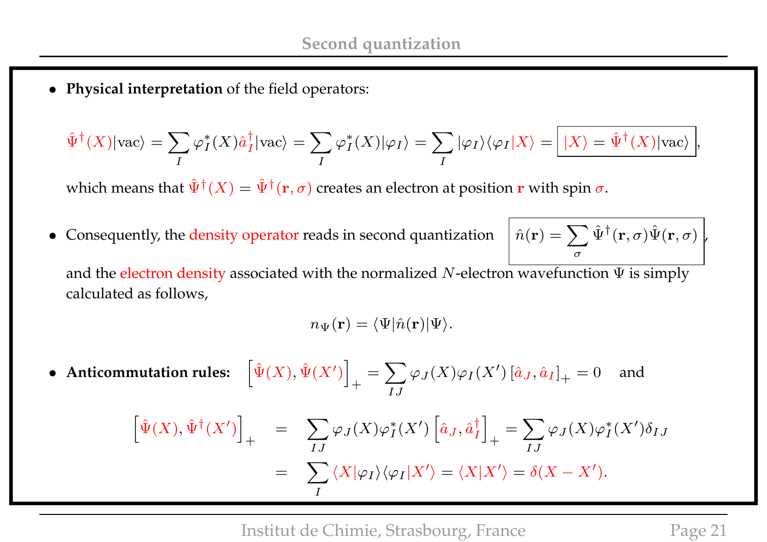- **Physical interpretation** of the field operators:

$$\hat{\Psi}^\dagger(X)|\text{vac}\rangle = \sum_I \varphi_I^*(X)\hat{a}_I^\dagger|\text{vac}\rangle = \sum_I \varphi_I^*(X)|\varphi_I\rangle = \sum_I |\varphi_I\rangle\langle\varphi_I|X\rangle = \boxed{|X\rangle = \hat{\Psi}^\dagger(X)|\text{vac}\rangle},$$

which means that $\hat{\Psi}^\dagger(X) = \hat{\Psi}^\dagger(\mathbf{r},\sigma)$ creates an electron at position $\mathbf{r}$ with spin $\sigma$.

- Consequently, the density operator reads in second quantization $\boxed{\hat{n}(\mathbf{r}) = \sum_\sigma \hat{\Psi}^\dagger(\mathbf{r},\sigma)\hat{\Psi}(\mathbf{r},\sigma)}$,

  and the electron density associated with the normalized $N$-electron wavefunction $\Psi$ is simply calculated as follows,

$$n_\Psi(\mathbf{r}) = \langle\Psi|\hat{n}(\mathbf{r})|\Psi\rangle.$$

- **Anticommutation rules:** $\left[\hat{\Psi}(X), \hat{\Psi}(X')\right]_+ = \sum_{IJ} \varphi_J(X)\varphi_I(X')\left[\hat{a}_J, \hat{a}_I\right]_+ = 0$ and

$$\begin{aligned}
\left[\hat{\Psi}(X), \hat{\Psi}^\dagger(X')\right]_+ &= \sum_{IJ} \varphi_J(X)\varphi_I^*(X')\left[\hat{a}_J, \hat{a}_I^\dagger\right]_+ = \sum_{IJ} \varphi_J(X)\varphi_I^*(X')\delta_{IJ} \\
&= \sum_I \langle X|\varphi_I\rangle\langle\varphi_I|X'\rangle = \langle X|X'\rangle = \delta(X - X').
\end{aligned}$$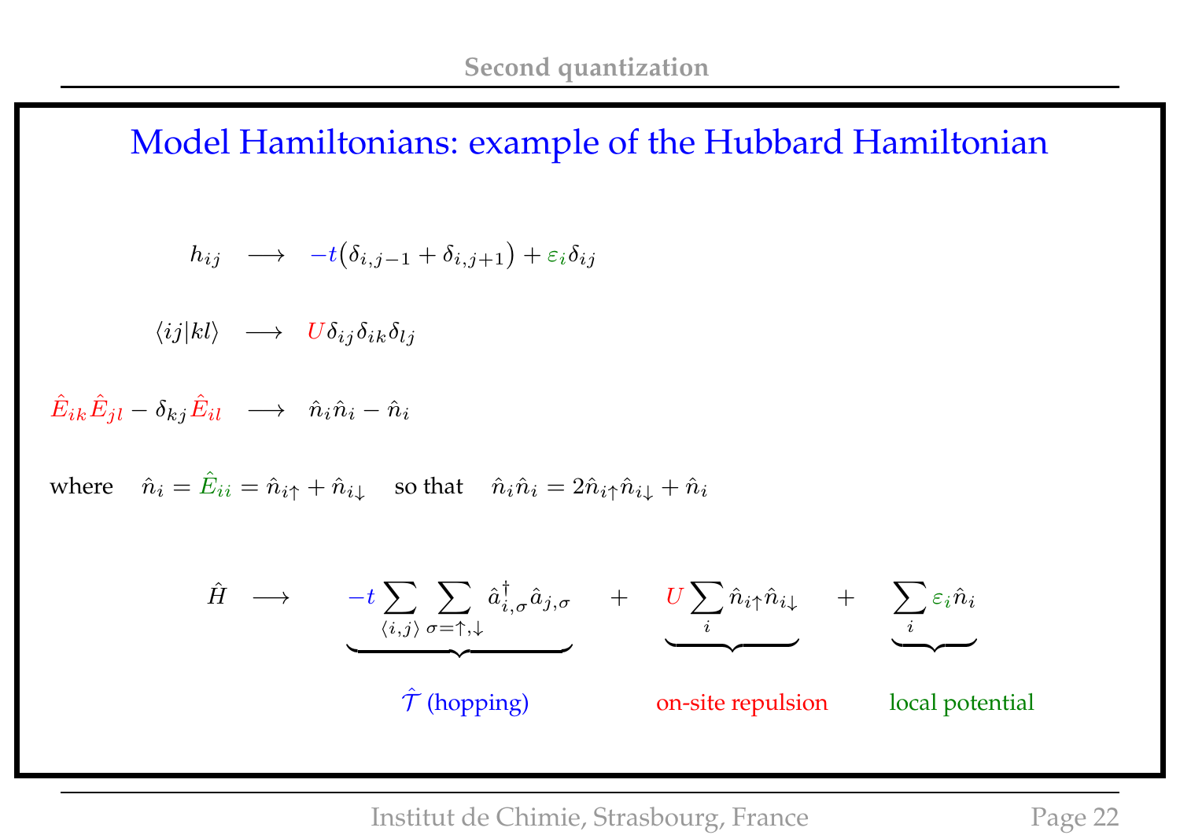# Model Hamiltonians: example of the Hubbard Hamiltonian

$$h_{ij} \quad \longrightarrow \quad -t\big(\delta_{i,j-1} + \delta_{i,j+1}\big) + \varepsilon_i \delta_{ij}$$

$$\langle ij|kl\rangle \quad \longrightarrow \quad U\delta_{ij}\delta_{ik}\delta_{lj}$$

$$\hat{E}_{ik}\hat{E}_{jl} - \delta_{kj}\hat{E}_{il} \quad \longrightarrow \quad \hat{n}_i\hat{n}_i - \hat{n}_i$$

where $\quad \hat{n}_i = \hat{E}_{ii} = \hat{n}_{i\uparrow} + \hat{n}_{i\downarrow} \quad$ so that $\quad \hat{n}_i\hat{n}_i = 2\hat{n}_{i\uparrow}\hat{n}_{i\downarrow} + \hat{n}_i$

$$\hat{H} \quad \longrightarrow \quad \underbrace{-t\sum_{\langle i,j\rangle}\sum_{\sigma=\uparrow,\downarrow}\hat{a}^{\dagger}_{i,\sigma}\hat{a}_{j,\sigma}}_{\hat{\mathcal{T}}\ \text{(hopping)}} \quad + \quad \underbrace{U\sum_i \hat{n}_{i\uparrow}\hat{n}_{i\downarrow}}_{\text{on-site repulsion}} \quad + \quad \underbrace{\sum_i \varepsilon_i \hat{n}_i}_{\text{local potential}}$$